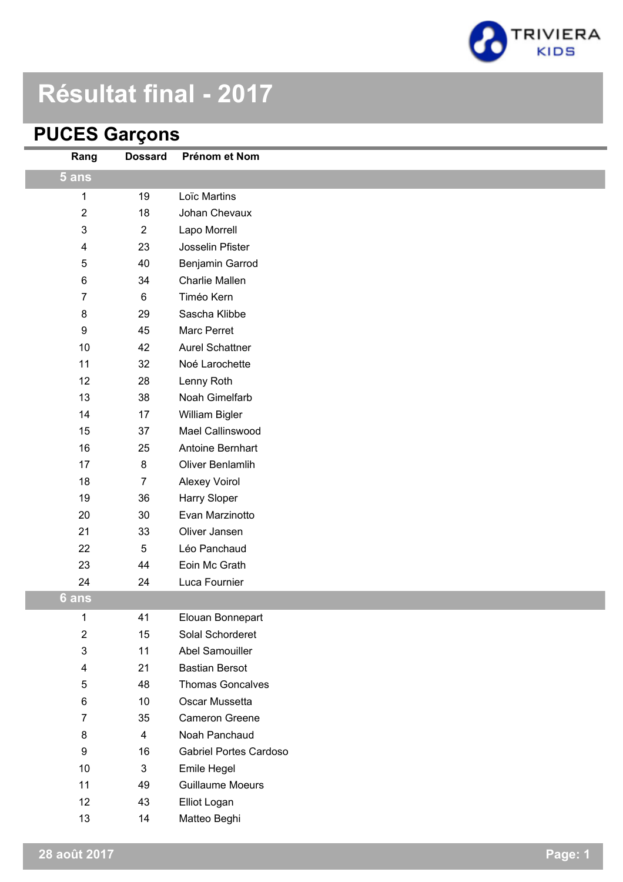# Résultat final - 2017

## PUCES Garçons

| Rang | Dossard | Prénom et Nom |
|---|---|---|
| **5 ans** | | |
| 1 | 19 | Loïc Martins |
| 2 | 18 | Johan Chevaux |
| 3 | 2 | Lapo Morrell |
| 4 | 23 | Josselin Pfister |
| 5 | 40 | Benjamin Garrod |
| 6 | 34 | Charlie Mallen |
| 7 | 6 | Timéo Kern |
| 8 | 29 | Sascha Klibbe |
| 9 | 45 | Marc Perret |
| 10 | 42 | Aurel Schattner |
| 11 | 32 | Noé Larochette |
| 12 | 28 | Lenny Roth |
| 13 | 38 | Noah Gimelfarb |
| 14 | 17 | William Bigler |
| 15 | 37 | Mael Callinswood |
| 16 | 25 | Antoine Bernhart |
| 17 | 8 | Oliver Benlamlih |
| 18 | 7 | Alexey Voirol |
| 19 | 36 | Harry Sloper |
| 20 | 30 | Evan Marzinotto |
| 21 | 33 | Oliver Jansen |
| 22 | 5 | Léo Panchaud |
| 23 | 44 | Eoin Mc Grath |
| 24 | 24 | Luca Fournier |
| **6 ans** | | |
| 1 | 41 | Elouan Bonnepart |
| 2 | 15 | Solal Schorderet |
| 3 | 11 | Abel Samouiller |
| 4 | 21 | Bastian Bersot |
| 5 | 48 | Thomas Goncalves |
| 6 | 10 | Oscar Mussetta |
| 7 | 35 | Cameron Greene |
| 8 | 4 | Noah Panchaud |
| 9 | 16 | Gabriel Portes Cardoso |
| 10 | 3 | Emile Hegel |
| 11 | 49 | Guillaume Moeurs |
| 12 | 43 | Elliot Logan |
| 13 | 14 | Matteo Beghi |

28 août 2017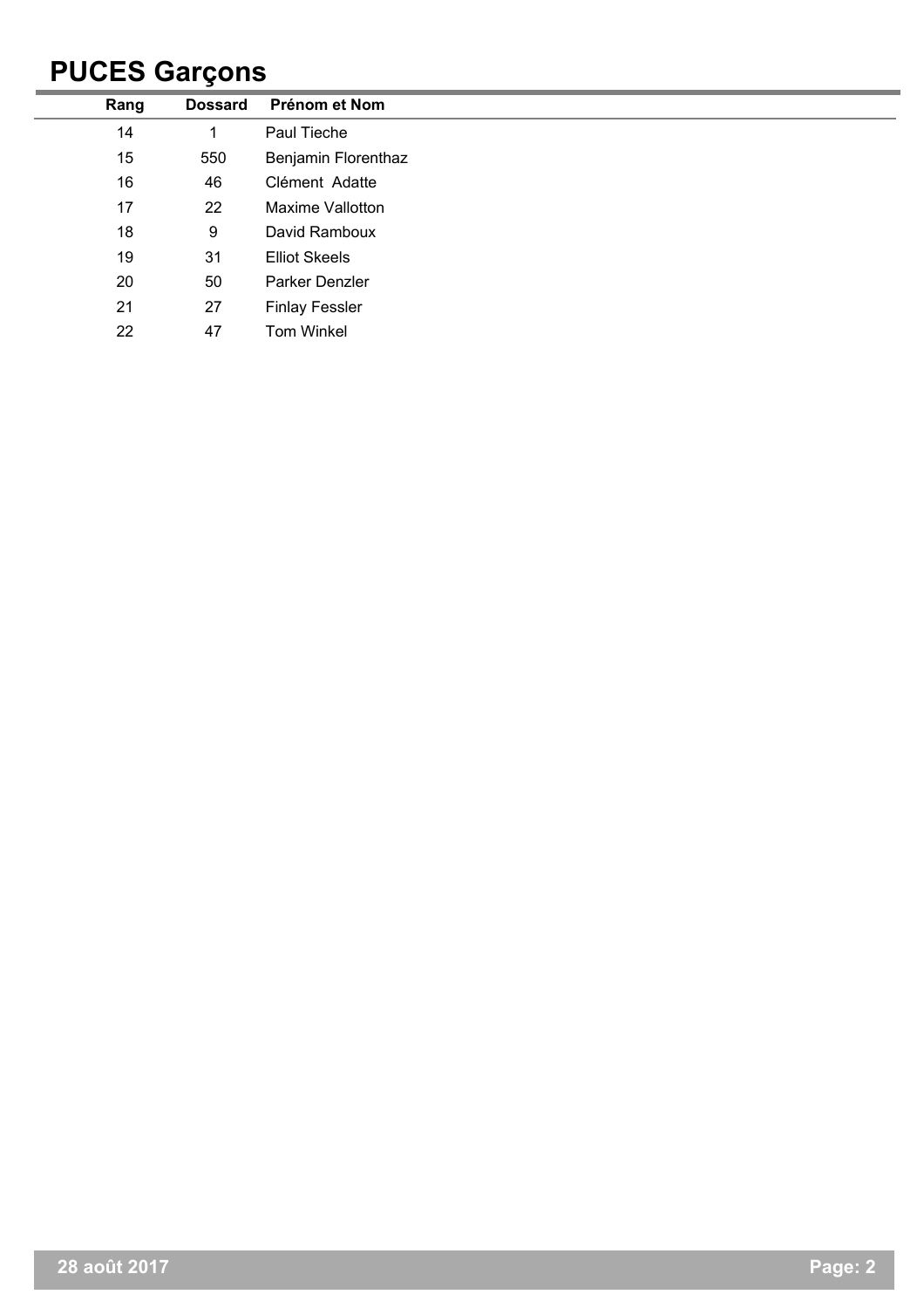# PUCES Garçons

| Rang | Dossard | Prénom et Nom |
|---|---|---|
| 14 | 1 | Paul Tieche |
| 15 | 550 | Benjamin Florenthaz |
| 16 | 46 | Clément  Adatte |
| 17 | 22 | Maxime Vallotton |
| 18 | 9 | David Ramboux |
| 19 | 31 | Elliot Skeels |
| 20 | 50 | Parker Denzler |
| 21 | 27 | Finlay Fessler |
| 22 | 47 | Tom Winkel |

28 août 2017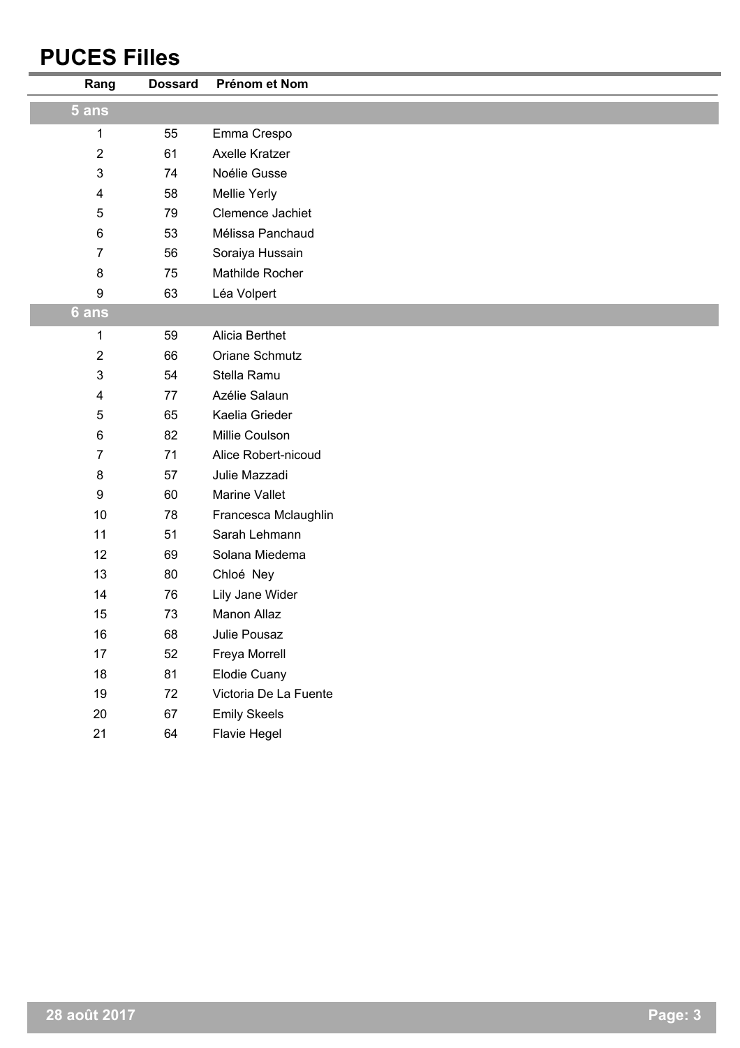# PUCES Filles

| Rang | Dossard | Prénom et Nom |
|---|---|---|
| **5 ans** | | |
| 1 | 55 | Emma Crespo |
| 2 | 61 | Axelle Kratzer |
| 3 | 74 | Noélie Gusse |
| 4 | 58 | Mellie Yerly |
| 5 | 79 | Clemence Jachiet |
| 6 | 53 | Mélissa Panchaud |
| 7 | 56 | Soraiya Hussain |
| 8 | 75 | Mathilde Rocher |
| 9 | 63 | Léa Volpert |
| **6 ans** | | |
| 1 | 59 | Alicia Berthet |
| 2 | 66 | Oriane Schmutz |
| 3 | 54 | Stella Ramu |
| 4 | 77 | Azélie Salaun |
| 5 | 65 | Kaelia Grieder |
| 6 | 82 | Millie Coulson |
| 7 | 71 | Alice Robert-nicoud |
| 8 | 57 | Julie Mazzadi |
| 9 | 60 | Marine Vallet |
| 10 | 78 | Francesca Mclaughlin |
| 11 | 51 | Sarah Lehmann |
| 12 | 69 | Solana Miedema |
| 13 | 80 | Chloé Ney |
| 14 | 76 | Lily Jane Wider |
| 15 | 73 | Manon Allaz |
| 16 | 68 | Julie Pousaz |
| 17 | 52 | Freya Morrell |
| 18 | 81 | Elodie Cuany |
| 19 | 72 | Victoria De La Fuente |
| 20 | 67 | Emily Skeels |
| 21 | 64 | Flavie Hegel |

28 août 2017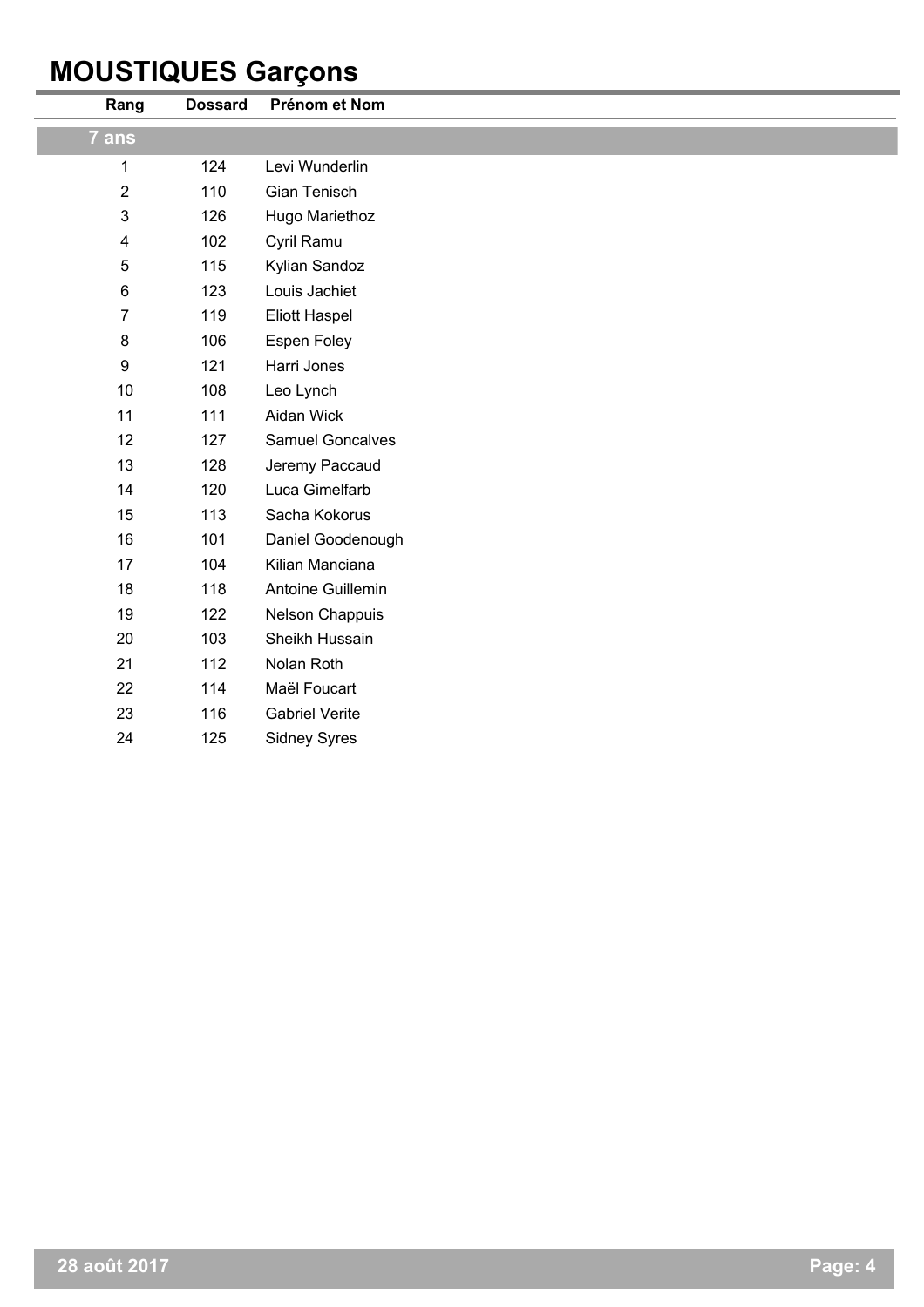# MOUSTIQUES Garçons

| Rang | Dossard | Prénom et Nom |
|---|---|---|
| **7 ans** | | |
| 1 | 124 | Levi Wunderlin |
| 2 | 110 | Gian Tenisch |
| 3 | 126 | Hugo Mariethoz |
| 4 | 102 | Cyril Ramu |
| 5 | 115 | Kylian Sandoz |
| 6 | 123 | Louis Jachiet |
| 7 | 119 | Eliott Haspel |
| 8 | 106 | Espen Foley |
| 9 | 121 | Harri Jones |
| 10 | 108 | Leo Lynch |
| 11 | 111 | Aidan Wick |
| 12 | 127 | Samuel Goncalves |
| 13 | 128 | Jeremy Paccaud |
| 14 | 120 | Luca Gimelfarb |
| 15 | 113 | Sacha Kokorus |
| 16 | 101 | Daniel Goodenough |
| 17 | 104 | Kilian Manciana |
| 18 | 118 | Antoine Guillemin |
| 19 | 122 | Nelson Chappuis |
| 20 | 103 | Sheikh Hussain |
| 21 | 112 | Nolan Roth |
| 22 | 114 | Maël Foucart |
| 23 | 116 | Gabriel Verite |
| 24 | 125 | Sidney Syres |

28 août 2017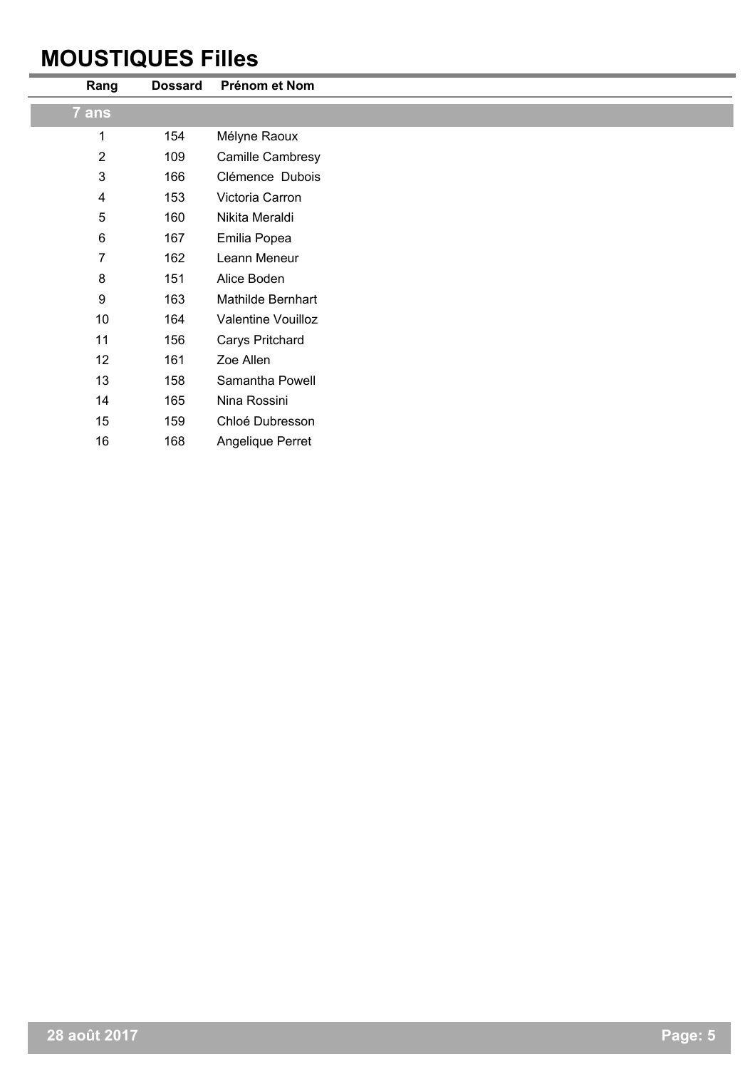# MOUSTIQUES Filles

| Rang | Dossard | Prénom et Nom |
|---|---|---|
| **7 ans** | | |
| 1 | 154 | Mélyne Raoux |
| 2 | 109 | Camille Cambresy |
| 3 | 166 | Clémence  Dubois |
| 4 | 153 | Victoria Carron |
| 5 | 160 | Nikita Meraldi |
| 6 | 167 | Emilia Popea |
| 7 | 162 | Leann Meneur |
| 8 | 151 | Alice Boden |
| 9 | 163 | Mathilde Bernhart |
| 10 | 164 | Valentine Vouilloz |
| 11 | 156 | Carys Pritchard |
| 12 | 161 | Zoe Allen |
| 13 | 158 | Samantha Powell |
| 14 | 165 | Nina Rossini |
| 15 | 159 | Chloé Dubresson |
| 16 | 168 | Angelique Perret |

28 août 2017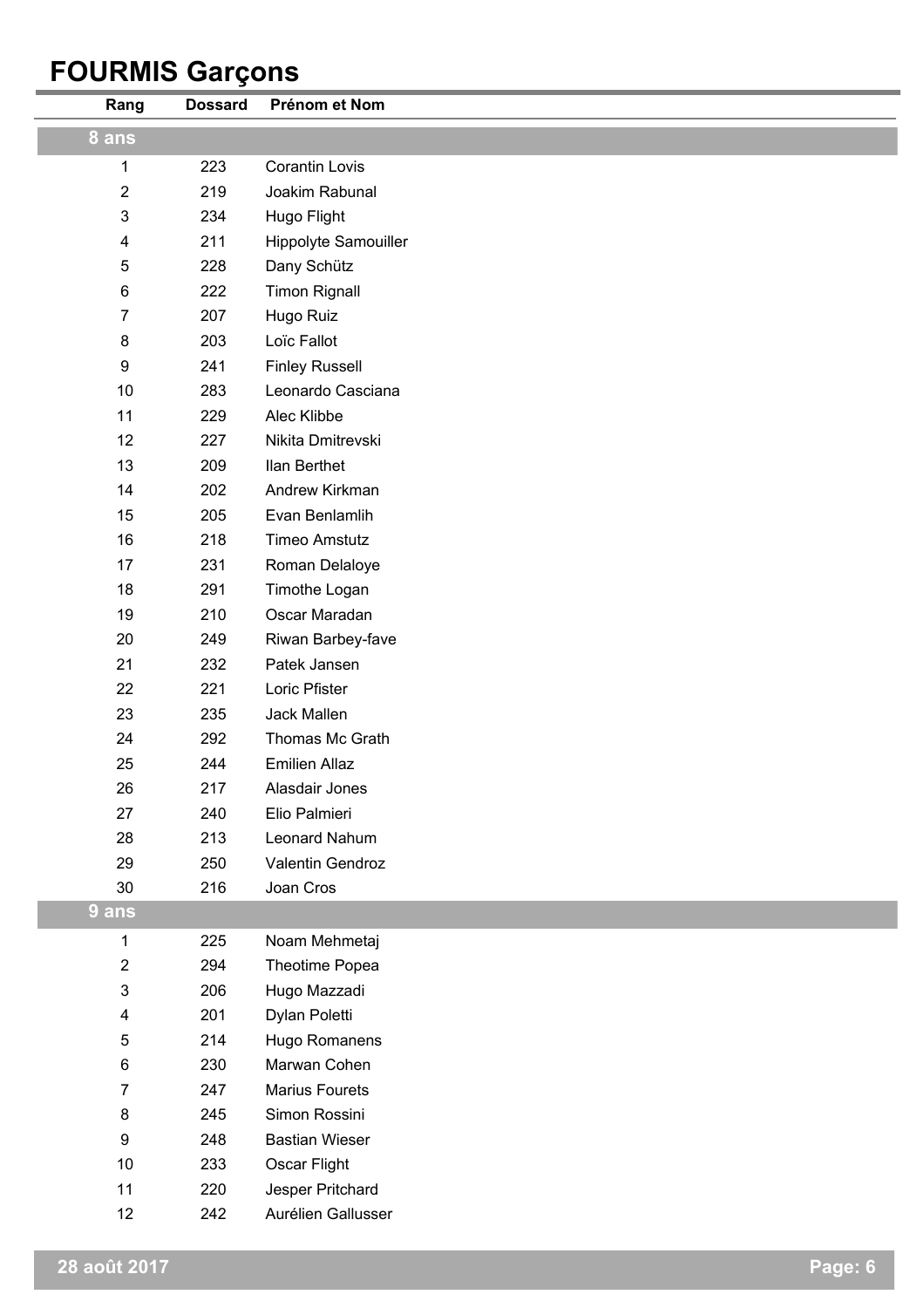# FOURMIS Garçons

| Rang | Dossard | Prénom et Nom |
|---|---|---|
| **8 ans** | | |
| 1 | 223 | Corantin Lovis |
| 2 | 219 | Joakim Rabunal |
| 3 | 234 | Hugo Flight |
| 4 | 211 | Hippolyte Samouiller |
| 5 | 228 | Dany Schütz |
| 6 | 222 | Timon Rignall |
| 7 | 207 | Hugo Ruiz |
| 8 | 203 | Loïc Fallot |
| 9 | 241 | Finley Russell |
| 10 | 283 | Leonardo Casciana |
| 11 | 229 | Alec Klibbe |
| 12 | 227 | Nikita Dmitrevski |
| 13 | 209 | Ilan Berthet |
| 14 | 202 | Andrew Kirkman |
| 15 | 205 | Evan Benlamlih |
| 16 | 218 | Timeo Amstutz |
| 17 | 231 | Roman Delaloye |
| 18 | 291 | Timothe Logan |
| 19 | 210 | Oscar Maradan |
| 20 | 249 | Riwan Barbey-fave |
| 21 | 232 | Patek Jansen |
| 22 | 221 | Loric Pfister |
| 23 | 235 | Jack Mallen |
| 24 | 292 | Thomas Mc Grath |
| 25 | 244 | Emilien Allaz |
| 26 | 217 | Alasdair Jones |
| 27 | 240 | Elio Palmieri |
| 28 | 213 | Leonard Nahum |
| 29 | 250 | Valentin Gendroz |
| 30 | 216 | Joan Cros |
| **9 ans** | | |
| 1 | 225 | Noam Mehmetaj |
| 2 | 294 | Theotime Popea |
| 3 | 206 | Hugo Mazzadi |
| 4 | 201 | Dylan Poletti |
| 5 | 214 | Hugo Romanens |
| 6 | 230 | Marwan Cohen |
| 7 | 247 | Marius Fourets |
| 8 | 245 | Simon Rossini |
| 9 | 248 | Bastian Wieser |
| 10 | 233 | Oscar Flight |
| 11 | 220 | Jesper Pritchard |
| 12 | 242 | Aurélien Gallusser |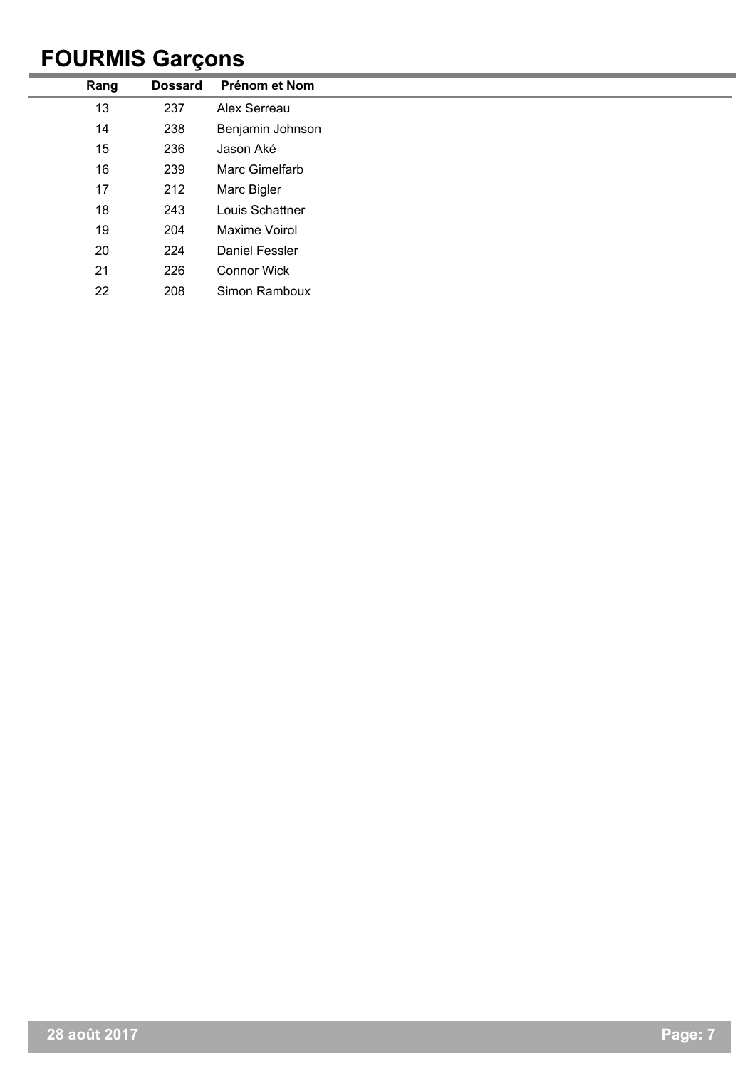# FOURMIS Garçons

| Rang | Dossard | Prénom et Nom |
| --- | --- | --- |
| 13 | 237 | Alex Serreau |
| 14 | 238 | Benjamin Johnson |
| 15 | 236 | Jason Aké |
| 16 | 239 | Marc Gimelfarb |
| 17 | 212 | Marc Bigler |
| 18 | 243 | Louis Schattner |
| 19 | 204 | Maxime Voirol |
| 20 | 224 | Daniel Fessler |
| 21 | 226 | Connor Wick |
| 22 | 208 | Simon Ramboux |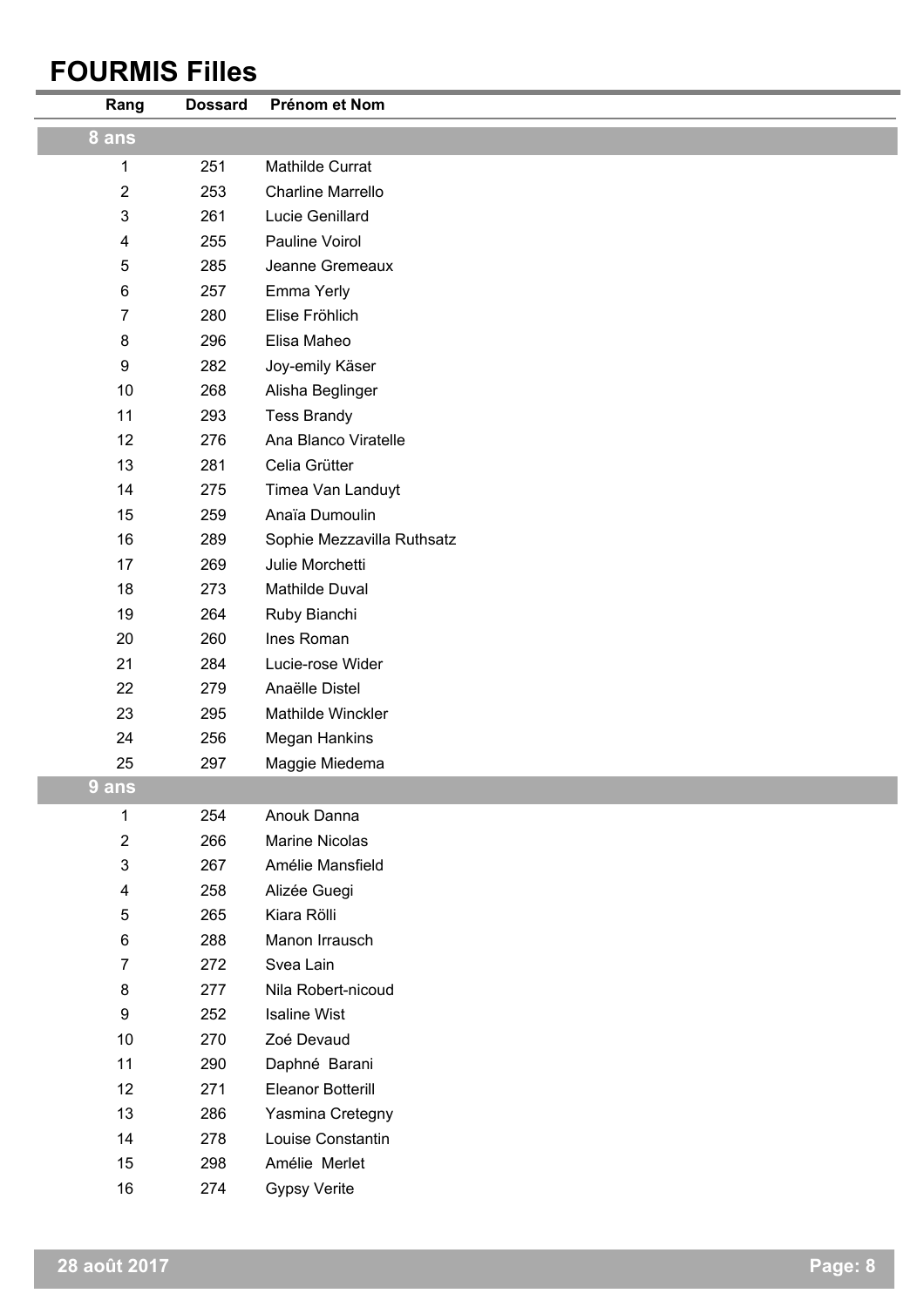# FOURMIS Filles

| Rang | Dossard | Prénom et Nom |
|---|---|---|
| **8 ans** | | |
| 1 | 251 | Mathilde Currat |
| 2 | 253 | Charline Marrello |
| 3 | 261 | Lucie Genillard |
| 4 | 255 | Pauline Voirol |
| 5 | 285 | Jeanne Gremeaux |
| 6 | 257 | Emma Yerly |
| 7 | 280 | Elise Fröhlich |
| 8 | 296 | Elisa Maheo |
| 9 | 282 | Joy-emily Käser |
| 10 | 268 | Alisha Beglinger |
| 11 | 293 | Tess Brandy |
| 12 | 276 | Ana Blanco Viratelle |
| 13 | 281 | Celia Grütter |
| 14 | 275 | Timea Van Landuyt |
| 15 | 259 | Anaïa Dumoulin |
| 16 | 289 | Sophie Mezzavilla Ruthsatz |
| 17 | 269 | Julie Morchetti |
| 18 | 273 | Mathilde Duval |
| 19 | 264 | Ruby Bianchi |
| 20 | 260 | Ines Roman |
| 21 | 284 | Lucie-rose Wider |
| 22 | 279 | Anaëlle Distel |
| 23 | 295 | Mathilde Winckler |
| 24 | 256 | Megan Hankins |
| 25 | 297 | Maggie Miedema |
| **9 ans** | | |
| 1 | 254 | Anouk Danna |
| 2 | 266 | Marine Nicolas |
| 3 | 267 | Amélie Mansfield |
| 4 | 258 | Alizée Guegi |
| 5 | 265 | Kiara Rölli |
| 6 | 288 | Manon Irrausch |
| 7 | 272 | Svea Lain |
| 8 | 277 | Nila Robert-nicoud |
| 9 | 252 | Isaline Wist |
| 10 | 270 | Zoé Devaud |
| 11 | 290 | Daphné Barani |
| 12 | 271 | Eleanor Botterill |
| 13 | 286 | Yasmina Cretegny |
| 14 | 278 | Louise Constantin |
| 15 | 298 | Amélie Merlet |
| 16 | 274 | Gypsy Verite |

28 août 2017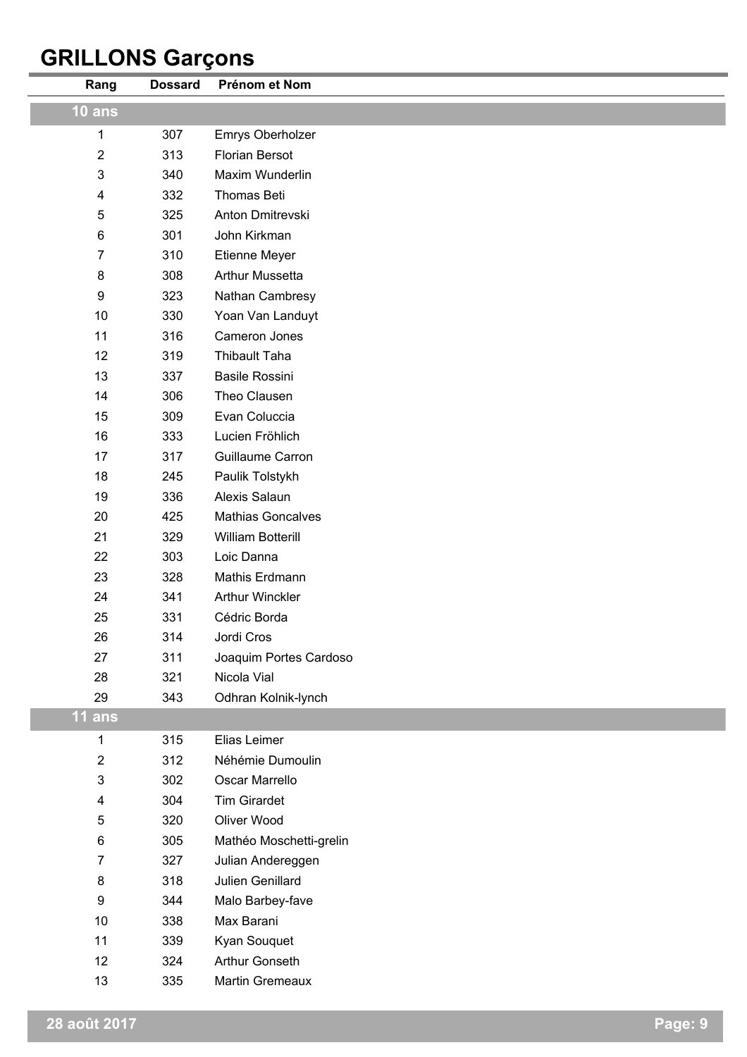# GRILLONS Garçons

| Rang | Dossard | Prénom et Nom |
|---|---|---|
| **10 ans** | | |
| 1 | 307 | Emrys Oberholzer |
| 2 | 313 | Florian Bersot |
| 3 | 340 | Maxim Wunderlin |
| 4 | 332 | Thomas Beti |
| 5 | 325 | Anton Dmitrevski |
| 6 | 301 | John Kirkman |
| 7 | 310 | Etienne Meyer |
| 8 | 308 | Arthur Mussetta |
| 9 | 323 | Nathan Cambresy |
| 10 | 330 | Yoan Van Landuyt |
| 11 | 316 | Cameron Jones |
| 12 | 319 | Thibault Taha |
| 13 | 337 | Basile Rossini |
| 14 | 306 | Theo Clausen |
| 15 | 309 | Evan Coluccia |
| 16 | 333 | Lucien Fröhlich |
| 17 | 317 | Guillaume Carron |
| 18 | 245 | Paulik Tolstykh |
| 19 | 336 | Alexis Salaun |
| 20 | 425 | Mathias Goncalves |
| 21 | 329 | William Botterill |
| 22 | 303 | Loic Danna |
| 23 | 328 | Mathis Erdmann |
| 24 | 341 | Arthur Winckler |
| 25 | 331 | Cédric Borda |
| 26 | 314 | Jordi Cros |
| 27 | 311 | Joaquim Portes Cardoso |
| 28 | 321 | Nicola Vial |
| 29 | 343 | Odhran Kolnik-lynch |
| **11 ans** | | |
| 1 | 315 | Elias Leimer |
| 2 | 312 | Néhémie Dumoulin |
| 3 | 302 | Oscar Marrello |
| 4 | 304 | Tim Girardet |
| 5 | 320 | Oliver Wood |
| 6 | 305 | Mathéo Moschetti-grelin |
| 7 | 327 | Julian Andereggen |
| 8 | 318 | Julien Genillard |
| 9 | 344 | Malo Barbey-fave |
| 10 | 338 | Max Barani |
| 11 | 339 | Kyan Souquet |
| 12 | 324 | Arthur Gonseth |
| 13 | 335 | Martin Gremeaux |

28 août 2017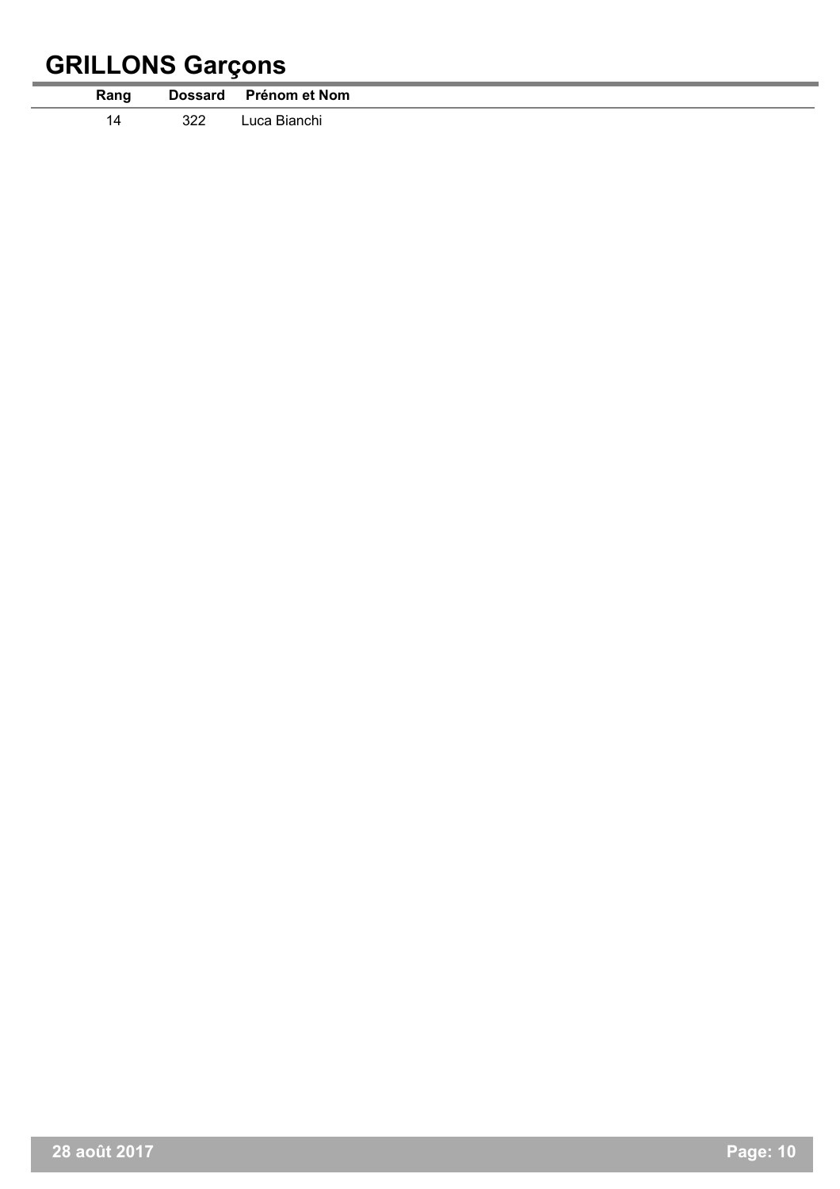# GRILLONS Garçons

| Rang | Dossard | Prénom et Nom |
|---|---|---|
| 14 | 322 | Luca Bianchi |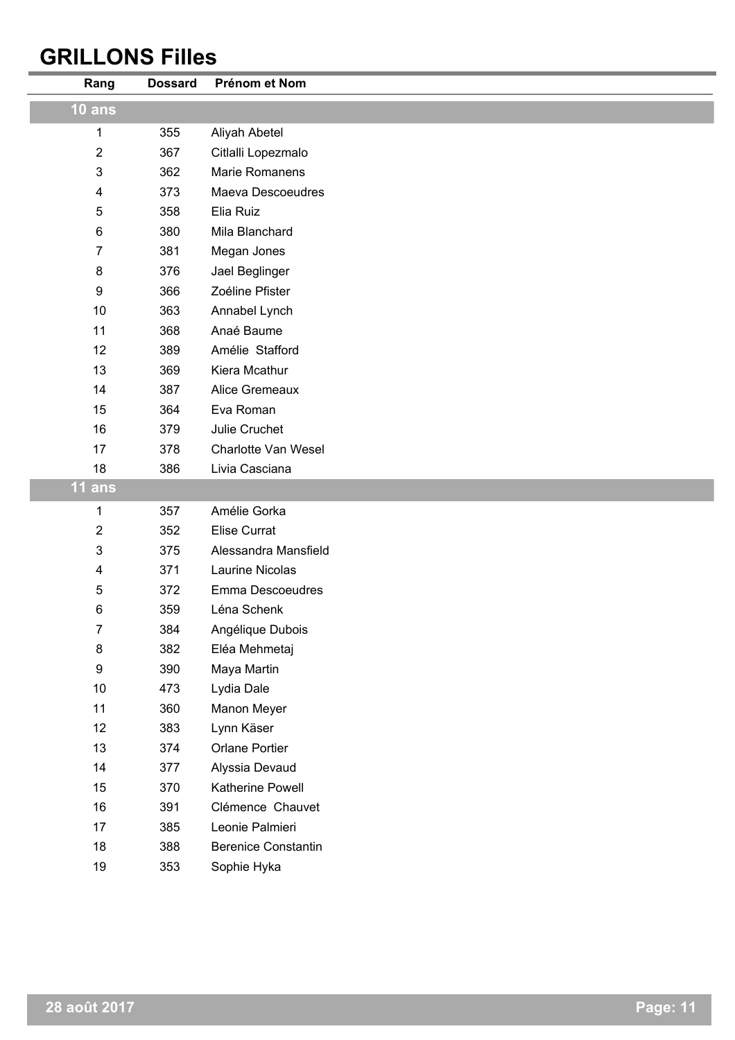# GRILLONS Filles

| Rang | Dossard | Prénom et Nom |
|---|---|---|
| **10 ans** | | |
| 1 | 355 | Aliyah Abetel |
| 2 | 367 | Citlalli Lopezmalo |
| 3 | 362 | Marie Romanens |
| 4 | 373 | Maeva Descoeudres |
| 5 | 358 | Elia Ruiz |
| 6 | 380 | Mila Blanchard |
| 7 | 381 | Megan Jones |
| 8 | 376 | Jael Beglinger |
| 9 | 366 | Zoéline Pfister |
| 10 | 363 | Annabel Lynch |
| 11 | 368 | Anaé Baume |
| 12 | 389 | Amélie Stafford |
| 13 | 369 | Kiera Mcathur |
| 14 | 387 | Alice Gremeaux |
| 15 | 364 | Eva Roman |
| 16 | 379 | Julie Cruchet |
| 17 | 378 | Charlotte Van Wesel |
| 18 | 386 | Livia Casciana |
| **11 ans** | | |
| 1 | 357 | Amélie Gorka |
| 2 | 352 | Elise Currat |
| 3 | 375 | Alessandra Mansfield |
| 4 | 371 | Laurine Nicolas |
| 5 | 372 | Emma Descoeudres |
| 6 | 359 | Léna Schenk |
| 7 | 384 | Angélique Dubois |
| 8 | 382 | Eléa Mehmetaj |
| 9 | 390 | Maya Martin |
| 10 | 473 | Lydia Dale |
| 11 | 360 | Manon Meyer |
| 12 | 383 | Lynn Käser |
| 13 | 374 | Orlane Portier |
| 14 | 377 | Alyssia Devaud |
| 15 | 370 | Katherine Powell |
| 16 | 391 | Clémence Chauvet |
| 17 | 385 | Leonie Palmieri |
| 18 | 388 | Berenice Constantin |
| 19 | 353 | Sophie Hyka |

28 août 2017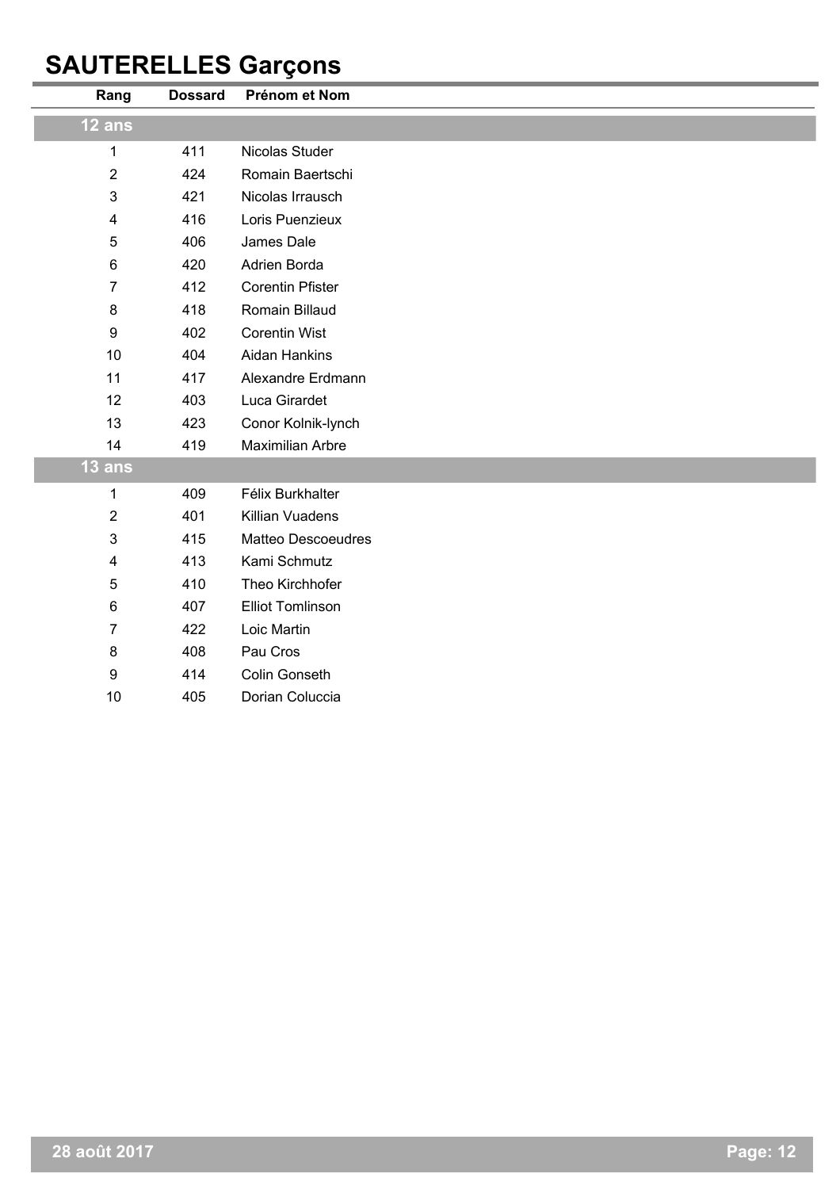# SAUTERELLES Garçons

| Rang | Dossard | Prénom et Nom |
|---|---|---|
| **12 ans** | | |
| 1 | 411 | Nicolas Studer |
| 2 | 424 | Romain Baertschi |
| 3 | 421 | Nicolas Irrausch |
| 4 | 416 | Loris Puenzieux |
| 5 | 406 | James Dale |
| 6 | 420 | Adrien Borda |
| 7 | 412 | Corentin Pfister |
| 8 | 418 | Romain Billaud |
| 9 | 402 | Corentin Wist |
| 10 | 404 | Aidan Hankins |
| 11 | 417 | Alexandre Erdmann |
| 12 | 403 | Luca Girardet |
| 13 | 423 | Conor Kolnik-lynch |
| 14 | 419 | Maximilian Arbre |
| **13 ans** | | |
| 1 | 409 | Félix Burkhalter |
| 2 | 401 | Killian Vuadens |
| 3 | 415 | Matteo Descoeudres |
| 4 | 413 | Kami Schmutz |
| 5 | 410 | Theo Kirchhofer |
| 6 | 407 | Elliot Tomlinson |
| 7 | 422 | Loic Martin |
| 8 | 408 | Pau Cros |
| 9 | 414 | Colin Gonseth |
| 10 | 405 | Dorian Coluccia |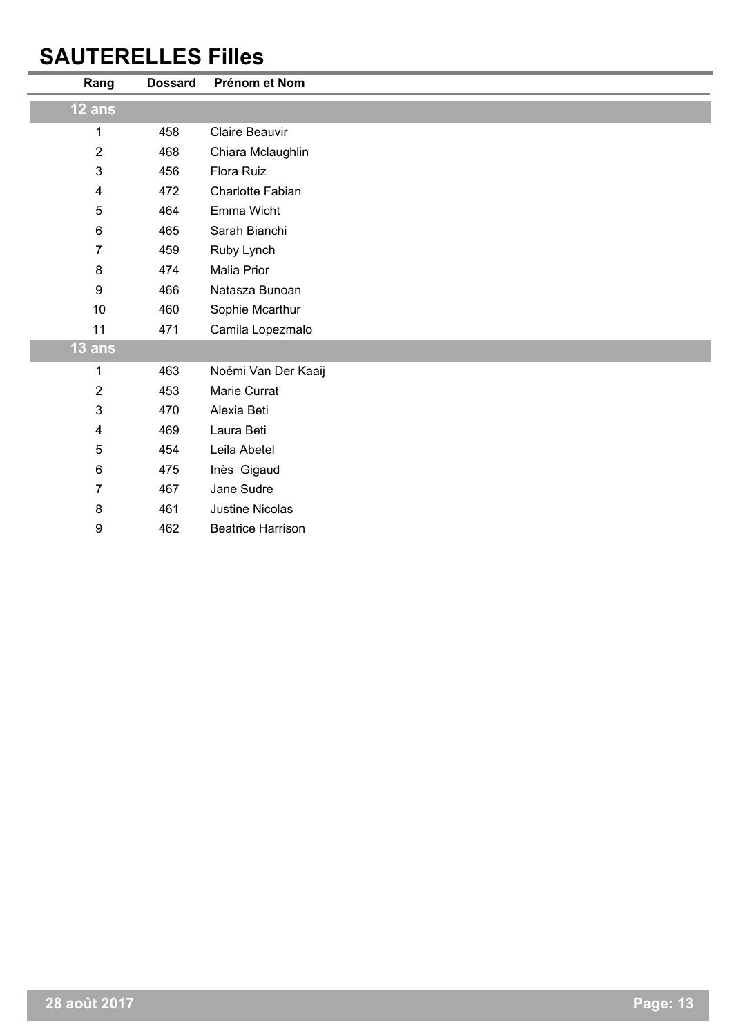# SAUTERELLES Filles

| Rang | Dossard | Prénom et Nom |
|---|---|---|
| **12 ans** | | |
| 1 | 458 | Claire Beauvir |
| 2 | 468 | Chiara Mclaughlin |
| 3 | 456 | Flora Ruiz |
| 4 | 472 | Charlotte Fabian |
| 5 | 464 | Emma Wicht |
| 6 | 465 | Sarah Bianchi |
| 7 | 459 | Ruby Lynch |
| 8 | 474 | Malia Prior |
| 9 | 466 | Natasza Bunoan |
| 10 | 460 | Sophie Mcarthur |
| 11 | 471 | Camila Lopezmalo |
| **13 ans** | | |
| 1 | 463 | Noémi Van Der Kaaij |
| 2 | 453 | Marie Currat |
| 3 | 470 | Alexia Beti |
| 4 | 469 | Laura Beti |
| 5 | 454 | Leila Abetel |
| 6 | 475 | Inès Gigaud |
| 7 | 467 | Jane Sudre |
| 8 | 461 | Justine Nicolas |
| 9 | 462 | Beatrice Harrison |

28 août 2017